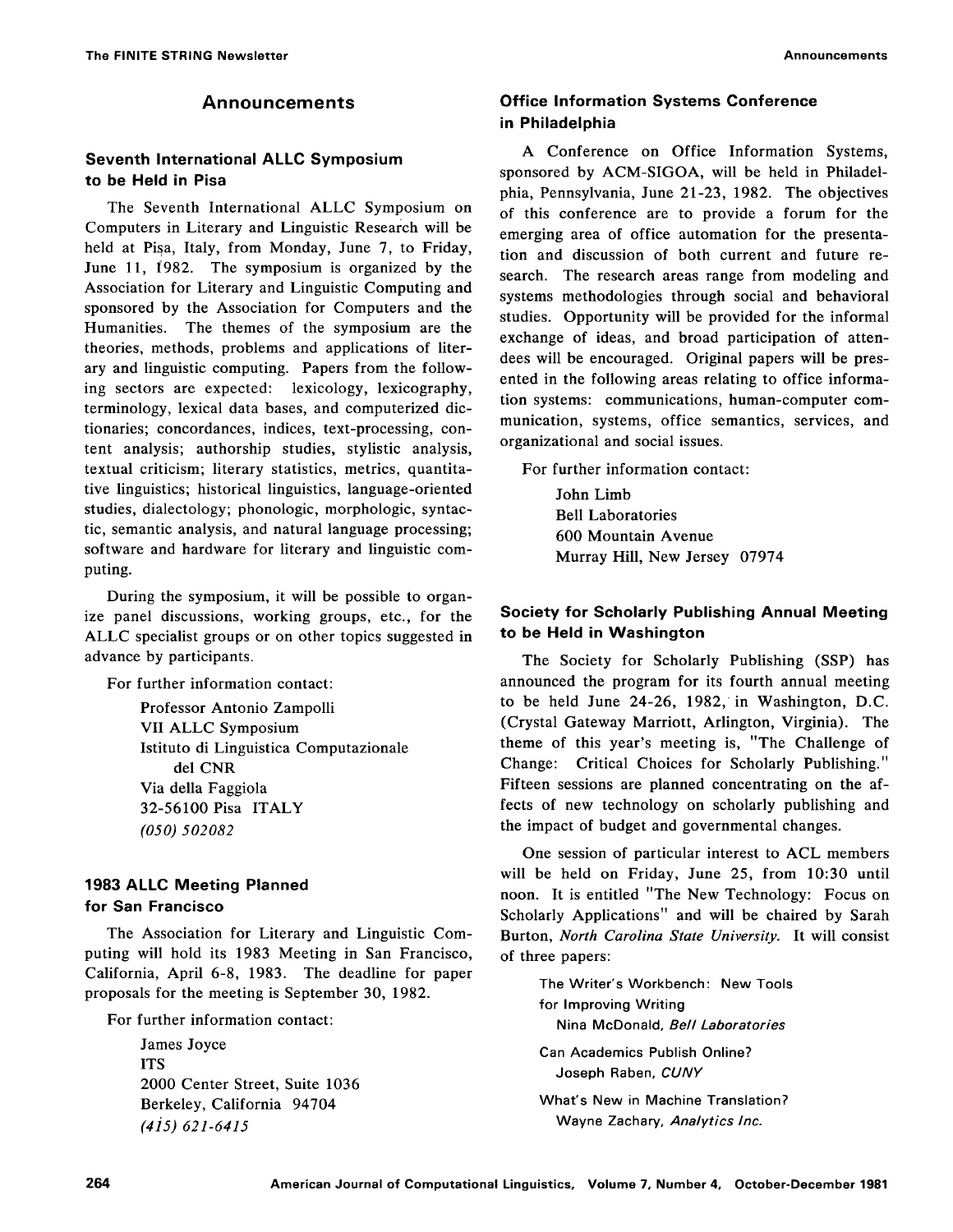## Announcements

### Seventh International ALLC Symposium to be Held in Pisa

The Seventh International ALLC Symposium on Computers in Literary and Linguistic Research will be held at Pisa, Italy, from Monday, June 7, to Friday, June 11, 1982. The symposium is organized by the Association for Literary and Linguistic Computing and sponsored by the Association for Computers and the Humanities. The themes of the symposium are the theories, methods, problems and applications of literary and linguistic computing. Papers from the following sectors are expected: lexicology, lexicography, terminology, lexical data bases, and computerized dictionaries; concordances, indices, text-processing, content analysis; authorship studies, stylistic analysis, textual criticism; literary statistics, metrics, quantitative linguistics; historical linguistics, language-oriented studies, dialectology; phonologic, morphologic, syntactic, semantic analysis, and natural language processing; software and hardware for literary and linguistic computing.

During the symposium, it will be possible to organize panel discussions, working groups, etc., for the ALLC specialist groups or on other topics suggested in advance by participants.

For further information contact:

Professor Antonio Zampolli  
VII ALLC Symposium  
Istituto di Linguistica Computazionale del CNR  
Via della Faggiola  
32-56100 Pisa ITALY  
*(050) 502082*

### 1983 ALLC Meeting Planned for San Francisco

The Association for Literary and Linguistic Computing will hold its 1983 Meeting in San Francisco, California, April 6-8, 1983. The deadline for paper proposals for the meeting is September 30, 1982.

For further information contact:

James Joyce  
ITS  
2000 Center Street, Suite 1036  
Berkeley, California 94704  
*(415) 621-6415*

### Office Information Systems Conference in Philadelphia

A Conference on Office Information Systems, sponsored by ACM-SIGOA, will be held in Philadelphia, Pennsylvania, June 21-23, 1982. The objectives of this conference are to provide a forum for the emerging area of office automation for the presentation and discussion of both current and future research. The research areas range from modeling and systems methodologies through social and behavioral studies. Opportunity will be provided for the informal exchange of ideas, and broad participation of attendees will be encouraged. Original papers will be presented in the following areas relating to office information systems: communications, human-computer communication, systems, office semantics, services, and organizational and social issues.

For further information contact:

John Limb  
Bell Laboratories  
600 Mountain Avenue  
Murray Hill, New Jersey 07974

### Society for Scholarly Publishing Annual Meeting to be Held in Washington

The Society for Scholarly Publishing (SSP) has announced the program for its fourth annual meeting to be held June 24-26, 1982, in Washington, D.C. (Crystal Gateway Marriott, Arlington, Virginia). The theme of this year's meeting is, "The Challenge of Change: Critical Choices for Scholarly Publishing." Fifteen sessions are planned concentrating on the affects of new technology on scholarly publishing and the impact of budget and governmental changes.

One session of particular interest to ACL members will be held on Friday, June 25, from 10:30 until noon. It is entitled "The New Technology: Focus on Scholarly Applications" and will be chaired by Sarah Burton, *North Carolina State University*. It will consist of three papers:

The Writer's Workbench: New Tools for Improving Writing  
Nina McDonald, *Bell Laboratories*

Can Academics Publish Online?  
Joseph Raben, *CUNY*

What's New in Machine Translation?  
Wayne Zachary, *Analytics Inc.*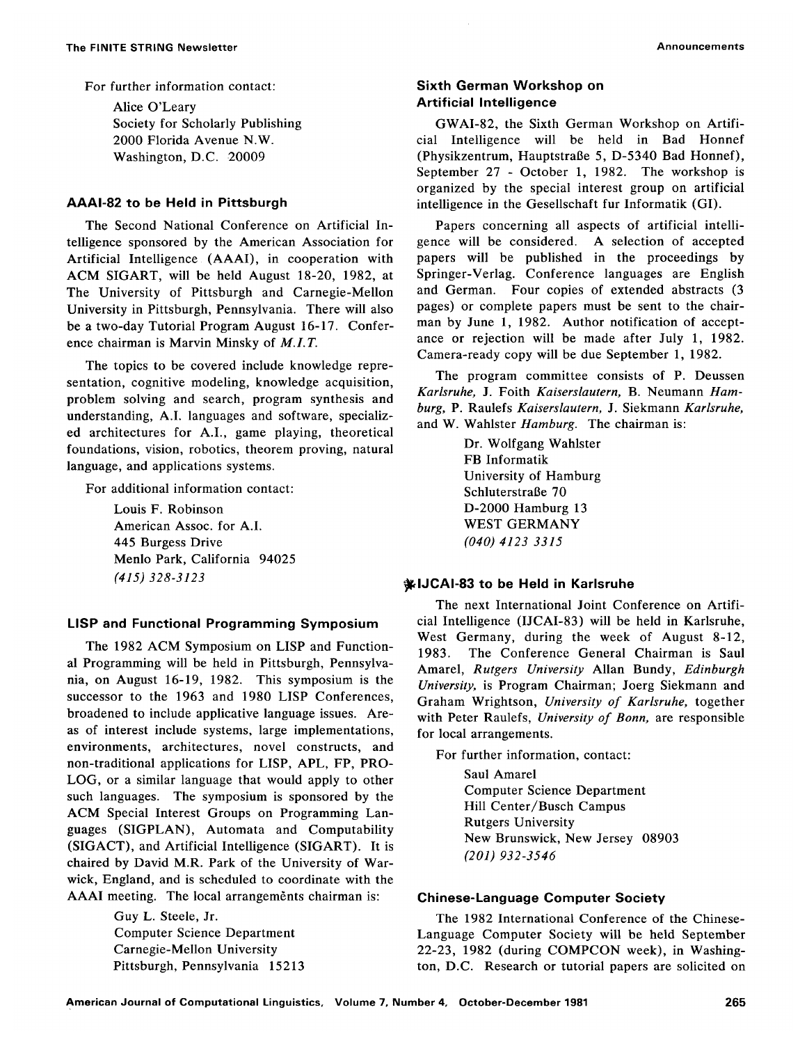For further information contact:

Alice O'Leary
Society for Scholarly Publishing
2000 Florida Avenue N.W.
Washington, D.C. 20009

### AAAI-82 to be Held in Pittsburgh

The Second National Conference on Artificial Intelligence sponsored by the American Association for Artificial Intelligence (AAAI), in cooperation with ACM SIGART, will be held August 18-20, 1982, at The University of Pittsburgh and Carnegie-Mellon University in Pittsburgh, Pennsylvania. There will also be a two-day Tutorial Program August 16-17. Conference chairman is Marvin Minsky of *M.I.T.*

The topics to be covered include knowledge representation, cognitive modeling, knowledge acquisition, problem solving and search, program synthesis and understanding, A.I. languages and software, specialized architectures for A.I., game playing, theoretical foundations, vision, robotics, theorem proving, natural language, and applications systems.

For additional information contact:

Louis F. Robinson
American Assoc. for A.I.
445 Burgess Drive
Menlo Park, California 94025
*(415) 328-3123*

### LISP and Functional Programming Symposium

The 1982 ACM Symposium on LISP and Functional Programming will be held in Pittsburgh, Pennsylvania, on August 16-19, 1982. This symposium is the successor to the 1963 and 1980 LISP Conferences, broadened to include applicative language issues. Areas of interest include systems, large implementations, environments, architectures, novel constructs, and non-traditional applications for LISP, APL, FP, PROLOG, or a similar language that would apply to other such languages. The symposium is sponsored by the ACM Special Interest Groups on Programming Languages (SIGPLAN), Automata and Computability (SIGACT), and Artificial Intelligence (SIGART). It is chaired by David M.R. Park of the University of Warwick, England, and is scheduled to coordinate with the AAAI meeting. The local arrangements chairman is:

Guy L. Steele, Jr.
Computer Science Department
Carnegie-Mellon University
Pittsburgh, Pennsylvania 15213

### Sixth German Workshop on Artificial Intelligence

GWAI-82, the Sixth German Workshop on Artificial Intelligence will be held in Bad Honnef (Physikzentrum, Hauptstraße 5, D-5340 Bad Honnef), September 27 - October 1, 1982. The workshop is organized by the special interest group on artificial intelligence in the Gesellschaft fur Informatik (GI).

Papers concerning all aspects of artificial intelligence will be considered. A selection of accepted papers will be published in the proceedings by Springer-Verlag. Conference languages are English and German. Four copies of extended abstracts (3 pages) or complete papers must be sent to the chairman by June 1, 1982. Author notification of acceptance or rejection will be made after July 1, 1982. Camera-ready copy will be due September 1, 1982.

The program committee consists of P. Deussen *Karlsruhe,* J. Foith *Kaiserslautern,* B. Neumann *Hamburg,* P. Raulefs *Kaiserslautern,* J. Siekmann *Karlsruhe,* and W. Wahlster *Hamburg.* The chairman is:

Dr. Wolfgang Wahlster
FB Informatik
University of Hamburg
Schluterstraße 70
D-2000 Hamburg 13
WEST GERMANY
*(040) 4123 3315*

### IJCAI-83 to be Held in Karlsruhe

The next International Joint Conference on Artificial Intelligence (IJCAI-83) will be held in Karlsruhe, West Germany, during the week of August 8-12, 1983. The Conference General Chairman is Saul Amarel, *Rutgers University* Allan Bundy, *Edinburgh University,* is Program Chairman; Joerg Siekmann and Graham Wrightson, *University of Karlsruhe,* together with Peter Raulefs, *University of Bonn,* are responsible for local arrangements.

For further information, contact:

Saul Amarel
Computer Science Department
Hill Center/Busch Campus
Rutgers University
New Brunswick, New Jersey 08903
*(201) 932-3546*

### Chinese-Language Computer Society

The 1982 International Conference of the Chinese-Language Computer Society will be held September 22-23, 1982 (during COMPCON week), in Washington, D.C. Research or tutorial papers are solicited on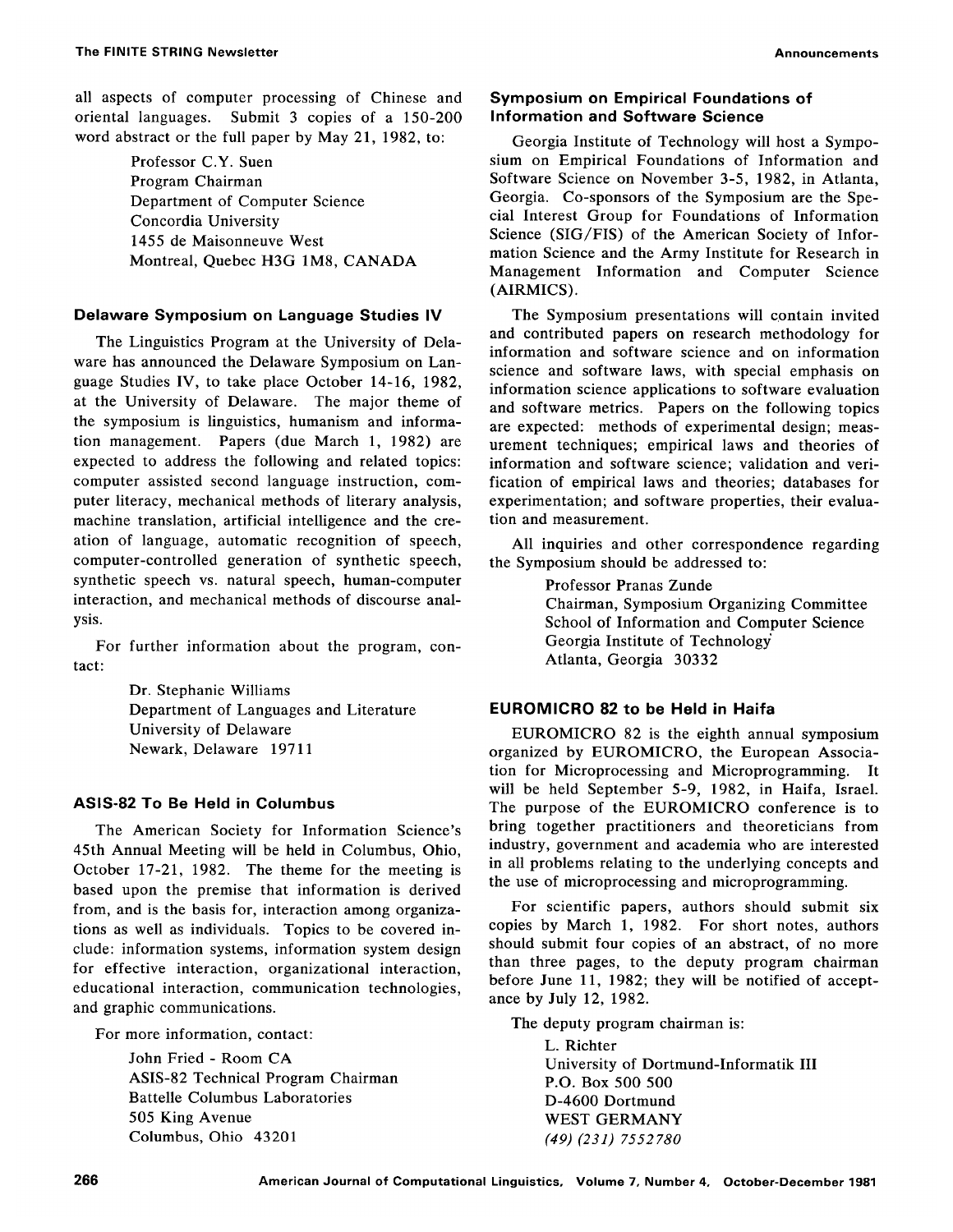all aspects of computer processing of Chinese and oriental languages. Submit 3 copies of a 150-200 word abstract or the full paper by May 21, 1982, to:

Professor C.Y. Suen
Program Chairman
Department of Computer Science
Concordia University
1455 de Maisonneuve West
Montreal, Quebec H3G 1M8, CANADA

### Delaware Symposium on Language Studies IV

The Linguistics Program at the University of Delaware has announced the Delaware Symposium on Language Studies IV, to take place October 14-16, 1982, at the University of Delaware. The major theme of the symposium is linguistics, humanism and information management. Papers (due March 1, 1982) are expected to address the following and related topics: computer assisted second language instruction, computer literacy, mechanical methods of literary analysis, machine translation, artificial intelligence and the creation of language, automatic recognition of speech, computer-controlled generation of synthetic speech, synthetic speech vs. natural speech, human-computer interaction, and mechanical methods of discourse analysis.

For further information about the program, contact:

Dr. Stephanie Williams
Department of Languages and Literature
University of Delaware
Newark, Delaware 19711

### ASIS-82 To Be Held in Columbus

The American Society for Information Science's 45th Annual Meeting will be held in Columbus, Ohio, October 17-21, 1982. The theme for the meeting is based upon the premise that information is derived from, and is the basis for, interaction among organizations as well as individuals. Topics to be covered include: information systems, information system design for effective interaction, organizational interaction, educational interaction, communication technologies, and graphic communications.

For more information, contact:

John Fried - Room CA
ASIS-82 Technical Program Chairman
Battelle Columbus Laboratories
505 King Avenue
Columbus, Ohio 43201

### Symposium on Empirical Foundations of Information and Software Science

Georgia Institute of Technology will host a Symposium on Empirical Foundations of Information and Software Science on November 3-5, 1982, in Atlanta, Georgia. Co-sponsors of the Symposium are the Special Interest Group for Foundations of Information Science (SIG/FIS) of the American Society of Information Science and the Army Institute for Research in Management Information and Computer Science (AIRMICS).

The Symposium presentations will contain invited and contributed papers on research methodology for information and software science and on information science and software laws, with special emphasis on information science applications to software evaluation and software metrics. Papers on the following topics are expected: methods of experimental design; measurement techniques; empirical laws and theories of information and software science; validation and verification of empirical laws and theories; databases for experimentation; and software properties, their evaluation and measurement.

All inquiries and other correspondence regarding the Symposium should be addressed to:

Professor Pranas Zunde
Chairman, Symposium Organizing Committee
School of Information and Computer Science
Georgia Institute of Technology
Atlanta, Georgia 30332

### EUROMICRO 82 to be Held in Haifa

EUROMICRO 82 is the eighth annual symposium organized by EUROMICRO, the European Association for Microprocessing and Microprogramming. It will be held September 5-9, 1982, in Haifa, Israel. The purpose of the EUROMICRO conference is to bring together practitioners and theoreticians from industry, government and academia who are interested in all problems relating to the underlying concepts and the use of microprocessing and microprogramming.

For scientific papers, authors should submit six copies by March 1, 1982. For short notes, authors should submit four copies of an abstract, of no more than three pages, to the deputy program chairman before June 11, 1982; they will be notified of acceptance by July 12, 1982.

The deputy program chairman is:

L. Richter
University of Dortmund-Informatik III
P.O. Box 500 500
D-4600 Dortmund
WEST GERMANY
*(49) (231) 7552780*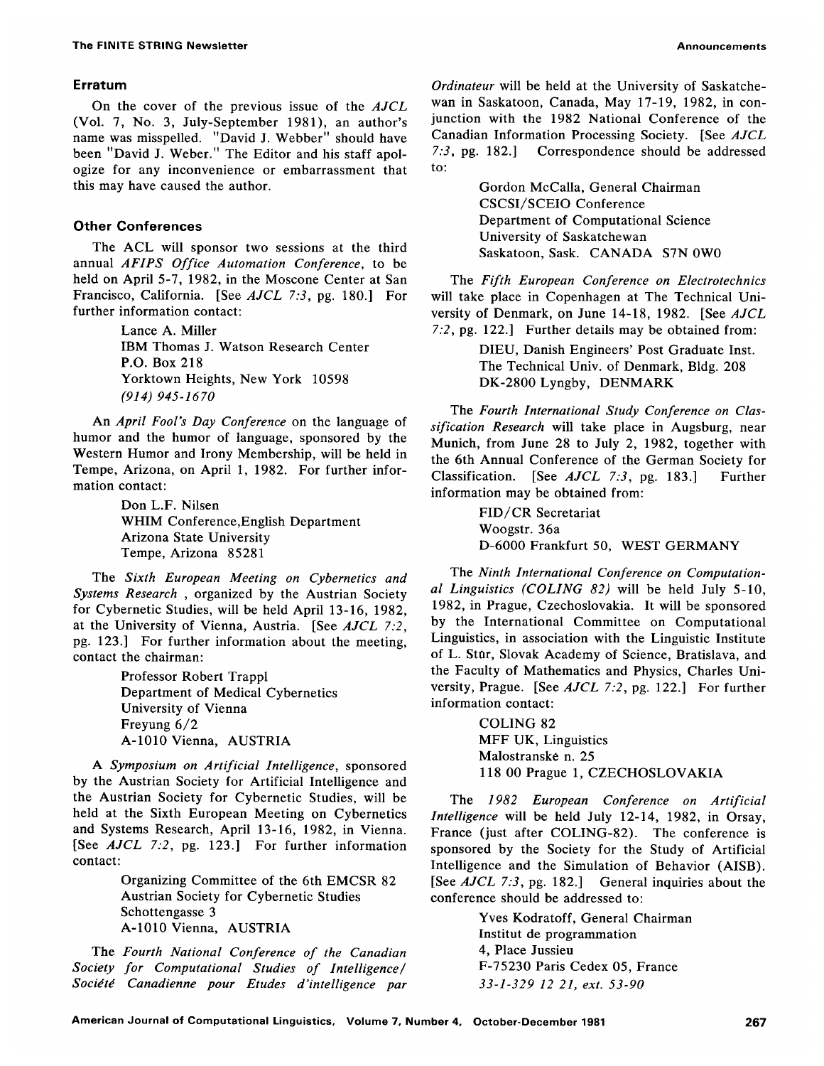## Erratum

On the cover of the previous issue of the *AJCL* (Vol. 7, No. 3, July-September 1981), an author's name was misspelled. "David J. Webber" should have been "David J. Weber." The Editor and his staff apologize for any inconvenience or embarrassment that this may have caused the author.

## Other Conferences

The ACL will sponsor two sessions at the third annual *AFIPS Office Automation Conference*, to be held on April 5-7, 1982, in the Moscone Center at San Francisco, California. [See *AJCL 7:3*, pg. 180.] For further information contact:

> Lance A. Miller
> IBM Thomas J. Watson Research Center
> P.O. Box 218
> Yorktown Heights, New York 10598
> *(914) 945-1670*

An *April Fool's Day Conference* on the language of humor and the humor of language, sponsored by the Western Humor and Irony Membership, will be held in Tempe, Arizona, on April 1, 1982. For further information contact:

> Don L.F. Nilsen
> WHIM Conference,English Department
> Arizona State University
> Tempe, Arizona 85281

The *Sixth European Meeting on Cybernetics and Systems Research* , organized by the Austrian Society for Cybernetic Studies, will be held April 13-16, 1982, at the University of Vienna, Austria. [See *AJCL 7:2*, pg. 123.] For further information about the meeting, contact the chairman:

> Professor Robert Trappl
> Department of Medical Cybernetics
> University of Vienna
> Freyung 6/2
> A-1010 Vienna, AUSTRIA

A *Symposium on Artificial Intelligence*, sponsored by the Austrian Society for Artificial Intelligence and the Austrian Society for Cybernetic Studies, will be held at the Sixth European Meeting on Cybernetics and Systems Research, April 13-16, 1982, in Vienna. [See *AJCL 7:2*, pg. 123.] For further information contact:

> Organizing Committee of the 6th EMCSR 82
> Austrian Society for Cybernetic Studies
> Schottengasse 3
> A-1010 Vienna, AUSTRIA

The *Fourth National Conference of the Canadian Society for Computational Studies of Intelligence/ Société Canadienne pour Etudes d'intelligence par Ordinateur* will be held at the University of Saskatchewan in Saskatoon, Canada, May 17-19, 1982, in conjunction with the 1982 National Conference of the Canadian Information Processing Society. [See *AJCL 7:3*, pg. 182.] Correspondence should be addressed to:

> Gordon McCalla, General Chairman
> CSCSI/SCEIO Conference
> Department of Computational Science
> University of Saskatchewan
> Saskatoon, Sask. CANADA S7N 0W0

The *Fifth European Conference on Electrotechnics* will take place in Copenhagen at The Technical University of Denmark, on June 14-18, 1982. [See *AJCL 7:2*, pg. 122.] Further details may be obtained from:

> DIEU, Danish Engineers' Post Graduate Inst.
> The Technical Univ. of Denmark, Bldg. 208
> DK-2800 Lyngby, DENMARK

The *Fourth International Study Conference on Classification Research* will take place in Augsburg, near Munich, from June 28 to July 2, 1982, together with the 6th Annual Conference of the German Society for Classification. [See *AJCL 7:3*, pg. 183.] Further information may be obtained from:

> FID/CR Secretariat
> Woogstr. 36a
> D-6000 Frankfurt 50, WEST GERMANY

The *Ninth International Conference on Computational Linguistics (COLING 82)* will be held July 5-10, 1982, in Prague, Czechoslovakia. It will be sponsored by the International Committee on Computational Linguistics, in association with the Linguistic Institute of L. Stūr, Slovak Academy of Science, Bratislava, and the Faculty of Mathematics and Physics, Charles University, Prague. [See *AJCL 7:2*, pg. 122.] For further information contact:

> COLING 82
> MFF UK, Linguistics
> Malostranské n. 25
> 118 00 Prague 1, CZECHOSLOVAKIA

The *1982 European Conference on Artificial Intelligence* will be held July 12-14, 1982, in Orsay, France (just after COLING-82). The conference is sponsored by the Society for the Study of Artificial Intelligence and the Simulation of Behavior (AISB). [See *AJCL 7:3*, pg. 182.] General inquiries about the conference should be addressed to:

> Yves Kodratoff, General Chairman
> Institut de programmation
> 4, Place Jussieu
> F-75230 Paris Cedex 05, France
> *33-1-329 12 21, ext. 53-90*